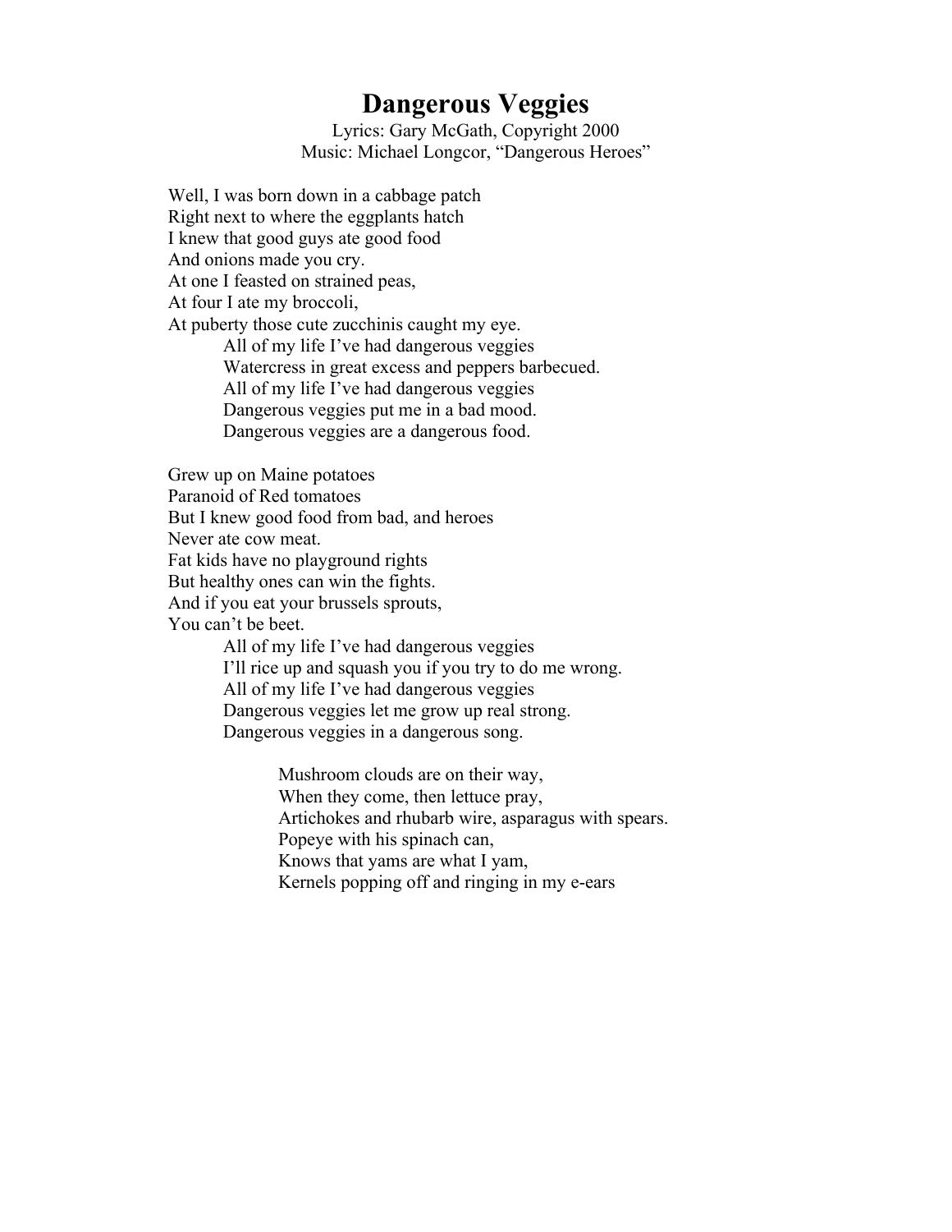# Dangerous Veggies

Lyrics: Gary McGath, Copyright 2000
Music: Michael Longcor, "Dangerous Heroes"

Well, I was born down in a cabbage patch
Right next to where the eggplants hatch
I knew that good guys ate good food
And onions made you cry.
At one I feasted on strained peas,
At four I ate my broccoli,
At puberty those cute zucchinis caught my eye.

> All of my life I've had dangerous veggies
> Watercress in great excess and peppers barbecued.
> All of my life I've had dangerous veggies
> Dangerous veggies put me in a bad mood.
> Dangerous veggies are a dangerous food.

Grew up on Maine potatoes
Paranoid of Red tomatoes
But I knew good food from bad, and heroes
Never ate cow meat.
Fat kids have no playground rights
But healthy ones can win the fights.
And if you eat your brussels sprouts,
You can't be beet.

> All of my life I've had dangerous veggies
> I'll rice up and squash you if you try to do me wrong.
> All of my life I've had dangerous veggies
> Dangerous veggies let me grow up real strong.
> Dangerous veggies in a dangerous song.

>> Mushroom clouds are on their way,
>> When they come, then lettuce pray,
>> Artichokes and rhubarb wire, asparagus with spears.
>> Popeye with his spinach can,
>> Knows that yams are what I yam,
>> Kernels popping off and ringing in my e-ears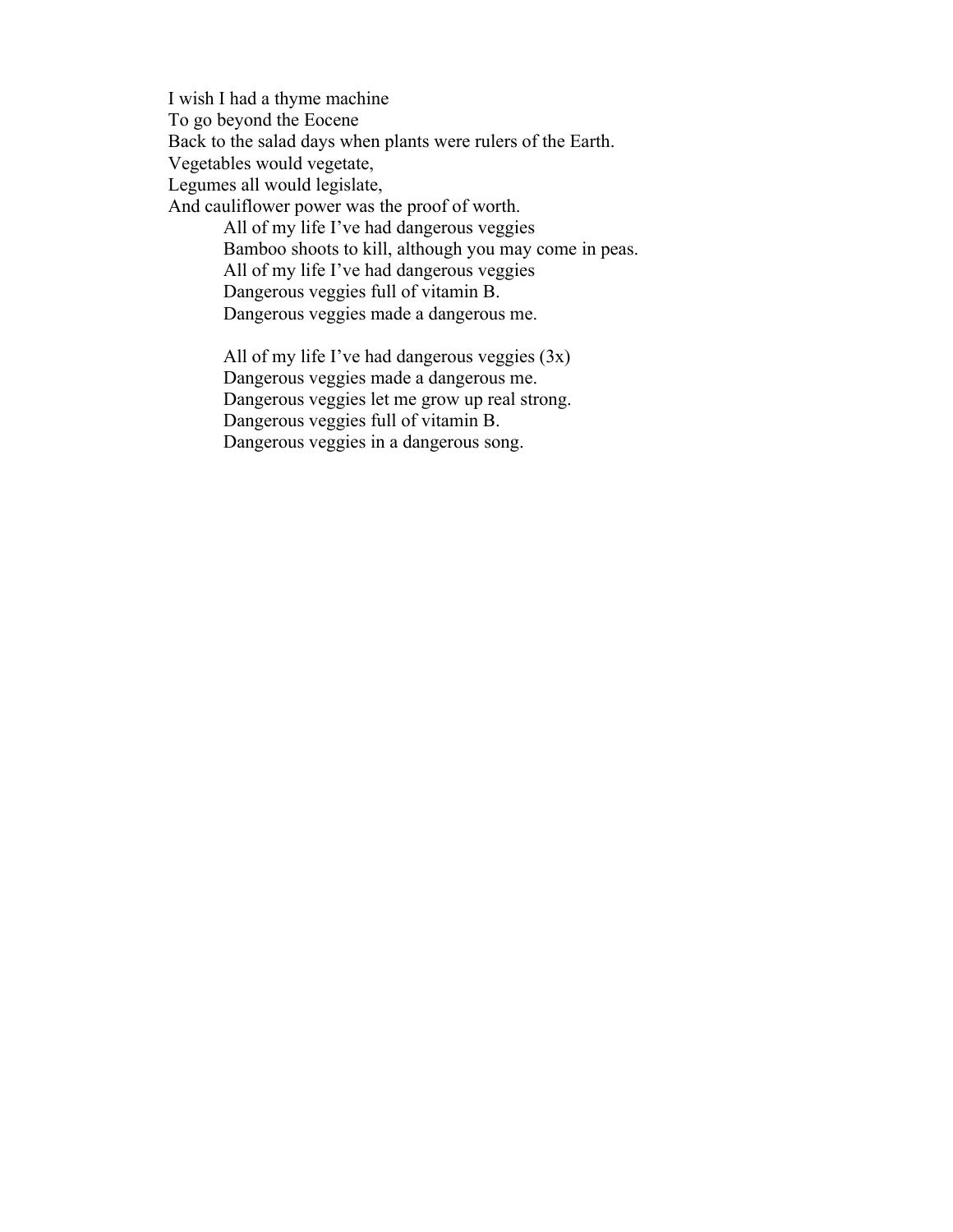I wish I had a thyme machine
To go beyond the Eocene
Back to the salad days when plants were rulers of the Earth.
Vegetables would vegetate,
Legumes all would legislate,
And cauliflower power was the proof of worth.

> All of my life I've had dangerous veggies
> Bamboo shoots to kill, although you may come in peas.
> All of my life I've had dangerous veggies
> Dangerous veggies full of vitamin B.
> Dangerous veggies made a dangerous me.
>
> All of my life I've had dangerous veggies (3x)
> Dangerous veggies made a dangerous me.
> Dangerous veggies let me grow up real strong.
> Dangerous veggies full of vitamin B.
> Dangerous veggies in a dangerous song.